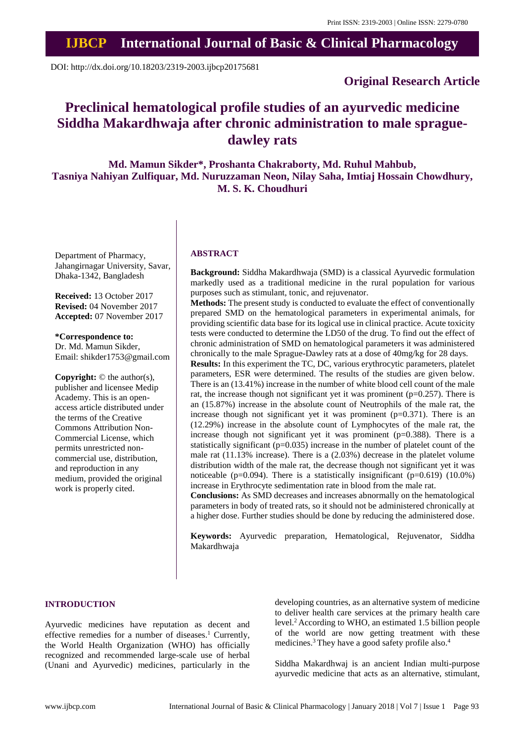DOI: http://dx.doi.org/10.18203/2319-2003.ijbcp20175681

**Original Research Article**

# Preclinical hematological profile studies of an ayurvedic medicine Siddha Makardhwaja after chronic administration to male sprague-dawley rats

**Md. Mamun Sikder\*, Proshanta Chakraborty, Md. Ruhul Mahbub, Tasniya Nahiyan Zulfiquar, Md. Nuruzzaman Neon, Nilay Saha, Imtiaj Hossain Chowdhury, M. S. K. Choudhuri**

Department of Pharmacy, Jahangirnagar University, Savar, Dhaka-1342, Bangladesh

**Received:** 13 October 2017
**Revised:** 04 November 2017
**Accepted:** 07 November 2017

**\*Correspondence to:**
Dr. Md. Mamun Sikder,
Email: shikder1753@gmail.com

**Copyright:** © the author(s), publisher and licensee Medip Academy. This is an open-access article distributed under the terms of the Creative Commons Attribution Non-Commercial License, which permits unrestricted non-commercial use, distribution, and reproduction in any medium, provided the original work is properly cited.

## ABSTRACT

**Background:** Siddha Makardhwaja (SMD) is a classical Ayurvedic formulation markedly used as a traditional medicine in the rural population for various purposes such as stimulant, tonic, and rejuvenator.

**Methods:** The present study is conducted to evaluate the effect of conventionally prepared SMD on the hematological parameters in experimental animals, for providing scientific data base for its logical use in clinical practice. Acute toxicity tests were conducted to determine the LD50 of the drug. To find out the effect of chronic administration of SMD on hematological parameters it was administered chronically to the male Sprague-Dawley rats at a dose of 40mg/kg for 28 days.

**Results:** In this experiment the TC, DC, various erythrocytic parameters, platelet parameters, ESR were determined. The results of the studies are given below. There is an (13.41%) increase in the number of white blood cell count of the male rat, the increase though not significant yet it was prominent (p=0.257). There is an (15.87%) increase in the absolute count of Neutrophils of the male rat, the increase though not significant yet it was prominent (p=0.371). There is an (12.29%) increase in the absolute count of Lymphocytes of the male rat, the increase though not significant yet it was prominent (p=0.388). There is a statistically significant (p=0.035) increase in the number of platelet count of the male rat (11.13% increase). There is a (2.03%) decrease in the platelet volume distribution width of the male rat, the decrease though not significant yet it was noticeable (p=0.094). There is a statistically insignificant (p=0.619) (10.0%) increase in Erythrocyte sedimentation rate in blood from the male rat.

**Conclusions:** As SMD decreases and increases abnormally on the hematological parameters in body of treated rats, so it should not be administered chronically at a higher dose. Further studies should be done by reducing the administered dose.

**Keywords:** Ayurvedic preparation, Hematological, Rejuvenator, Siddha Makardhwaja

## INTRODUCTION

Ayurvedic medicines have reputation as decent and effective remedies for a number of diseases.[1] Currently, the World Health Organization (WHO) has officially recognized and recommended large-scale use of herbal (Unani and Ayurvedic) medicines, particularly in the developing countries, as an alternative system of medicine to deliver health care services at the primary health care level.[2] According to WHO, an estimated 1.5 billion people of the world are now getting treatment with these medicines.[3] They have a good safety profile also.[4]

Siddha Makardhwaj is an ancient Indian multi-purpose ayurvedic medicine that acts as an alternative, stimulant,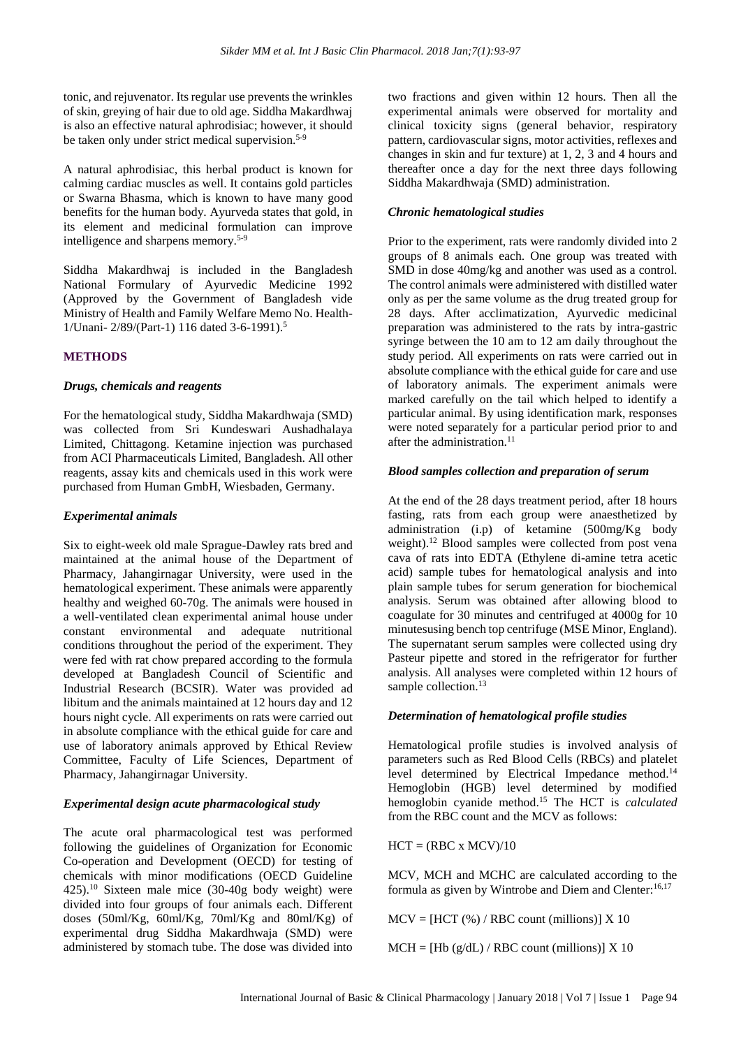tonic, and rejuvenator. Its regular use prevents the wrinkles of skin, greying of hair due to old age. Siddha Makardhwaj is also an effective natural aphrodisiac; however, it should be taken only under strict medical supervision.[5-9]

A natural aphrodisiac, this herbal product is known for calming cardiac muscles as well. It contains gold particles or Swarna Bhasma, which is known to have many good benefits for the human body. Ayurveda states that gold, in its element and medicinal formulation can improve intelligence and sharpens memory.[5-9]

Siddha Makardhwaj is included in the Bangladesh National Formulary of Ayurvedic Medicine 1992 (Approved by the Government of Bangladesh vide Ministry of Health and Family Welfare Memo No. Health-1/Unani- 2/89/(Part-1) 116 dated 3-6-1991).[5]

## METHODS

### *Drugs, chemicals and reagents*

For the hematological study, Siddha Makardhwaja (SMD) was collected from Sri Kundeswari Aushadhalaya Limited, Chittagong. Ketamine injection was purchased from ACI Pharmaceuticals Limited, Bangladesh. All other reagents, assay kits and chemicals used in this work were purchased from Human GmbH, Wiesbaden, Germany.

### *Experimental animals*

Six to eight-week old male Sprague-Dawley rats bred and maintained at the animal house of the Department of Pharmacy, Jahangirnagar University, were used in the hematological experiment. These animals were apparently healthy and weighed 60-70g. The animals were housed in a well-ventilated clean experimental animal house under constant environmental and adequate nutritional conditions throughout the period of the experiment. They were fed with rat chow prepared according to the formula developed at Bangladesh Council of Scientific and Industrial Research (BCSIR). Water was provided ad libitum and the animals maintained at 12 hours day and 12 hours night cycle. All experiments on rats were carried out in absolute compliance with the ethical guide for care and use of laboratory animals approved by Ethical Review Committee, Faculty of Life Sciences, Department of Pharmacy, Jahangirnagar University.

### *Experimental design acute pharmacological study*

The acute oral pharmacological test was performed following the guidelines of Organization for Economic Co-operation and Development (OECD) for testing of chemicals with minor modifications (OECD Guideline 425).[10] Sixteen male mice (30-40g body weight) were divided into four groups of four animals each. Different doses (50ml/Kg, 60ml/Kg, 70ml/Kg and 80ml/Kg) of experimental drug Siddha Makardhwaja (SMD) were administered by stomach tube. The dose was divided into two fractions and given within 12 hours. Then all the experimental animals were observed for mortality and clinical toxicity signs (general behavior, respiratory pattern, cardiovascular signs, motor activities, reflexes and changes in skin and fur texture) at 1, 2, 3 and 4 hours and thereafter once a day for the next three days following Siddha Makardhwaja (SMD) administration.

### *Chronic hematological studies*

Prior to the experiment, rats were randomly divided into 2 groups of 8 animals each. One group was treated with SMD in dose 40mg/kg and another was used as a control. The control animals were administered with distilled water only as per the same volume as the drug treated group for 28 days. After acclimatization, Ayurvedic medicinal preparation was administered to the rats by intra-gastric syringe between the 10 am to 12 am daily throughout the study period. All experiments on rats were carried out in absolute compliance with the ethical guide for care and use of laboratory animals. The experiment animals were marked carefully on the tail which helped to identify a particular animal. By using identification mark, responses were noted separately for a particular period prior to and after the administration.[11]

### *Blood samples collection and preparation of serum*

At the end of the 28 days treatment period, after 18 hours fasting, rats from each group were anaesthetized by administration (i.p) of ketamine (500mg/Kg body weight).[12] Blood samples were collected from post vena cava of rats into EDTA (Ethylene di-amine tetra acetic acid) sample tubes for hematological analysis and into plain sample tubes for serum generation for biochemical analysis. Serum was obtained after allowing blood to coagulate for 30 minutes and centrifuged at 4000g for 10 minutesusing bench top centrifuge (MSE Minor, England). The supernatant serum samples were collected using dry Pasteur pipette and stored in the refrigerator for further analysis. All analyses were completed within 12 hours of sample collection.[13]

### *Determination of hematological profile studies*

Hematological profile studies is involved analysis of parameters such as Red Blood Cells (RBCs) and platelet level determined by Electrical Impedance method.[14] Hemoglobin (HGB) level determined by modified hemoglobin cyanide method.[15] The HCT is *calculated* from the RBC count and the MCV as follows:

$$HCT = (RBC \times MCV)/10$$

MCV, MCH and MCHC are calculated according to the formula as given by Wintrobe and Diem and Clenter:[16,17]

$$MCV = [HCT\ (\%) / RBC\ count\ (millions)] \times 10$$

$$MCH = [Hb\ (g/dL) / RBC\ count\ (millions)] \times 10$$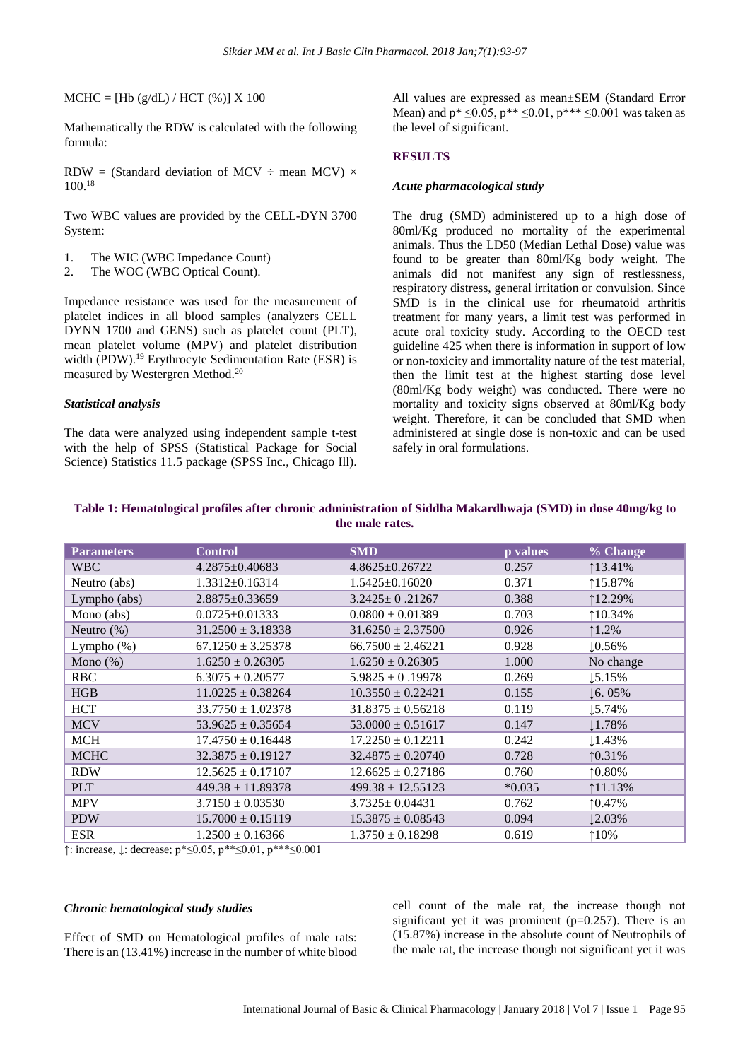$MCHC = [Hb (g/dL) / HCT (\%)] X 100$

Mathematically the RDW is calculated with the following formula:

$RDW = (\text{Standard deviation of MCV} \div \text{mean MCV}) \times 100$.[18]

Two WBC values are provided by the CELL-DYN 3700 System:

1. The WIC (WBC Impedance Count)
2. The WOC (WBC Optical Count).

Impedance resistance was used for the measurement of platelet indices in all blood samples (analyzers CELL DYNN 1700 and GENS) such as platelet count (PLT), mean platelet volume (MPV) and platelet distribution width (PDW).[19] Erythrocyte Sedimentation Rate (ESR) is measured by Westergren Method.[20]

### *Statistical analysis*

The data were analyzed using independent sample t-test with the help of SPSS (Statistical Package for Social Science) Statistics 11.5 package (SPSS Inc., Chicago Ill). All values are expressed as mean±SEM (Standard Error Mean) and p* ≤0.05, p** ≤0.01, p*** ≤0.001 was taken as the level of significant.

## RESULTS

### *Acute pharmacological study*

The drug (SMD) administered up to a high dose of 80ml/Kg produced no mortality of the experimental animals. Thus the LD50 (Median Lethal Dose) value was found to be greater than 80ml/Kg body weight. The animals did not manifest any sign of restlessness, respiratory distress, general irritation or convulsion. Since SMD is in the clinical use for rheumatoid arthritis treatment for many years, a limit test was performed in acute oral toxicity study. According to the OECD test guideline 425 when there is information in support of low or non-toxicity and immortality nature of the test material, then the limit test at the highest starting dose level (80ml/Kg body weight) was conducted. There were no mortality and toxicity signs observed at 80ml/Kg body weight. Therefore, it can be concluded that SMD when administered at single dose is non-toxic and can be used safely in oral formulations.

**Table 1: Hematological profiles after chronic administration of Siddha Makardhwaja (SMD) in dose 40mg/kg to the male rates.**

| Parameters | Control | SMD | p values | % Change |
|---|---|---|---|---|
| WBC | 4.2875±0.40683 | 4.8625±0.26722 | 0.257 | ↑13.41% |
| Neutro (abs) | 1.3312±0.16314 | 1.5425±0.16020 | 0.371 | ↑15.87% |
| Lympho (abs) | 2.8875±0.33659 | 3.2425± 0 .21267 | 0.388 | ↑12.29% |
| Mono (abs) | 0.0725±0.01333 | 0.0800 ± 0.01389 | 0.703 | ↑10.34% |
| Neutro (%) | 31.2500 ± 3.18338 | 31.6250 ± 2.37500 | 0.926 | ↑1.2% |
| Lympho (%) | 67.1250 ± 3.25378 | 66.7500 ± 2.46221 | 0.928 | ↓0.56% |
| Mono (%) | 1.6250 ± 0.26305 | 1.6250 ± 0.26305 | 1.000 | No change |
| RBC | 6.3075 ± 0.20577 | 5.9825 ± 0 .19978 | 0.269 | ↓5.15% |
| HGB | 11.0225 ± 0.38264 | 10.3550 ± 0.22421 | 0.155 | ↓6. 05% |
| HCT | 33.7750 ± 1.02378 | 31.8375 ± 0.56218 | 0.119 | ↓5.74% |
| MCV | 53.9625 ± 0.35654 | 53.0000 ± 0.51617 | 0.147 | ↓1.78% |
| MCH | 17.4750 ± 0.16448 | 17.2250 ± 0.12211 | 0.242 | ↓1.43% |
| MCHC | 32.3875 ± 0.19127 | 32.4875 ± 0.20740 | 0.728 | ↑0.31% |
| RDW | 12.5625 ± 0.17107 | 12.6625 ± 0.27186 | 0.760 | ↑0.80% |
| PLT | 449.38 ± 11.89378 | 499.38 ± 12.55123 | *0.035 | ↑11.13% |
| MPV | 3.7150 ± 0.03530 | 3.7325± 0.04431 | 0.762 | ↑0.47% |
| PDW | 15.7000 ± 0.15119 | 15.3875 ± 0.08543 | 0.094 | ↓2.03% |
| ESR | 1.2500 ± 0.16366 | 1.3750 ± 0.18298 | 0.619 | ↑10% |

↑: increase, ↓: decrease; p*≤0.05, p**≤0.01, p***≤0.001

### *Chronic hematological study studies*

Effect of SMD on Hematological profiles of male rats: There is an (13.41%) increase in the number of white blood cell count of the male rat, the increase though not significant yet it was prominent (p=0.257). There is an (15.87%) increase in the absolute count of Neutrophils of the male rat, the increase though not significant yet it was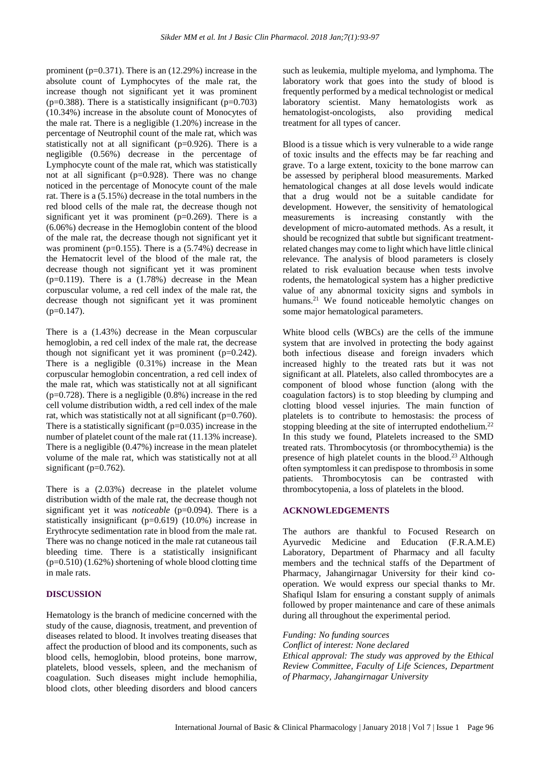prominent (p=0.371). There is an (12.29%) increase in the absolute count of Lymphocytes of the male rat, the increase though not significant yet it was prominent (p=0.388). There is a statistically insignificant (p=0.703) (10.34%) increase in the absolute count of Monocytes of the male rat. There is a negligible (1.20%) increase in the percentage of Neutrophil count of the male rat, which was statistically not at all significant (p=0.926). There is a negligible (0.56%) decrease in the percentage of Lymphocyte count of the male rat, which was statistically not at all significant (p=0.928). There was no change noticed in the percentage of Monocyte count of the male rat. There is a (5.15%) decrease in the total numbers in the red blood cells of the male rat, the decrease though not significant yet it was prominent (p=0.269). There is a (6.06%) decrease in the Hemoglobin content of the blood of the male rat, the decrease though not significant yet it was prominent (p=0.155). There is a (5.74%) decrease in the Hematocrit level of the blood of the male rat, the decrease though not significant yet it was prominent (p=0.119). There is a (1.78%) decrease in the Mean corpuscular volume, a red cell index of the male rat, the decrease though not significant yet it was prominent (p=0.147).

There is a (1.43%) decrease in the Mean corpuscular hemoglobin, a red cell index of the male rat, the decrease though not significant yet it was prominent (p=0.242). There is a negligible (0.31%) increase in the Mean corpuscular hemoglobin concentration, a red cell index of the male rat, which was statistically not at all significant (p=0.728). There is a negligible (0.8%) increase in the red cell volume distribution width, a red cell index of the male rat, which was statistically not at all significant (p=0.760). There is a statistically significant (p=0.035) increase in the number of platelet count of the male rat (11.13% increase). There is a negligible (0.47%) increase in the mean platelet volume of the male rat, which was statistically not at all significant (p=0.762).

There is a (2.03%) decrease in the platelet volume distribution width of the male rat, the decrease though not significant yet it was *noticeable* (p=0.094). There is a statistically insignificant (p=0.619) (10.0%) increase in Erythrocyte sedimentation rate in blood from the male rat. There was no change noticed in the male rat cutaneous tail bleeding time. There is a statistically insignificant (p=0.510) (1.62%) shortening of whole blood clotting time in male rats.

## DISCUSSION

Hematology is the branch of medicine concerned with the study of the cause, diagnosis, treatment, and prevention of diseases related to blood. It involves treating diseases that affect the production of blood and its components, such as blood cells, hemoglobin, blood proteins, bone marrow, platelets, blood vessels, spleen, and the mechanism of coagulation. Such diseases might include hemophilia, blood clots, other bleeding disorders and blood cancers such as leukemia, multiple myeloma, and lymphoma. The laboratory work that goes into the study of blood is frequently performed by a medical technologist or medical laboratory scientist. Many hematologists work as hematologist-oncologists, also providing medical treatment for all types of cancer.

Blood is a tissue which is very vulnerable to a wide range of toxic insults and the effects may be far reaching and grave. To a large extent, toxicity to the bone marrow can be assessed by peripheral blood measurements. Marked hematological changes at all dose levels would indicate that a drug would not be a suitable candidate for development. However, the sensitivity of hematological measurements is increasing constantly with the development of micro-automated methods. As a result, it should be recognized that subtle but significant treatment-related changes may come to light which have little clinical relevance. The analysis of blood parameters is closely related to risk evaluation because when tests involve rodents, the hematological system has a higher predictive value of any abnormal toxicity signs and symbols in humans.[21] We found noticeable hemolytic changes on some major hematological parameters.

White blood cells (WBCs) are the cells of the immune system that are involved in protecting the body against both infectious disease and foreign invaders which increased highly to the treated rats but it was not significant at all. Platelets, also called thrombocytes are a component of blood whose function (along with the coagulation factors) is to stop bleeding by clumping and clotting blood vessel injuries. The main function of platelets is to contribute to hemostasis: the process of stopping bleeding at the site of interrupted endothelium.[22] In this study we found, Platelets increased to the SMD treated rats. Thrombocytosis (or thrombocythemia) is the presence of high platelet counts in the blood.[23] Although often symptomless it can predispose to thrombosis in some patients. Thrombocytosis can be contrasted with thrombocytopenia, a loss of platelets in the blood.

## ACKNOWLEDGEMENTS

The authors are thankful to Focused Research on Ayurvedic Medicine and Education (F.R.A.M.E) Laboratory, Department of Pharmacy and all faculty members and the technical staffs of the Department of Pharmacy, Jahangirnagar University for their kind co-operation. We would express our special thanks to Mr. Shafiqul Islam for ensuring a constant supply of animals followed by proper maintenance and care of these animals during all throughout the experimental period.

*Funding: No funding sources*
*Conflict of interest: None declared*
*Ethical approval: The study was approved by the Ethical Review Committee, Faculty of Life Sciences, Department of Pharmacy, Jahangirnagar University*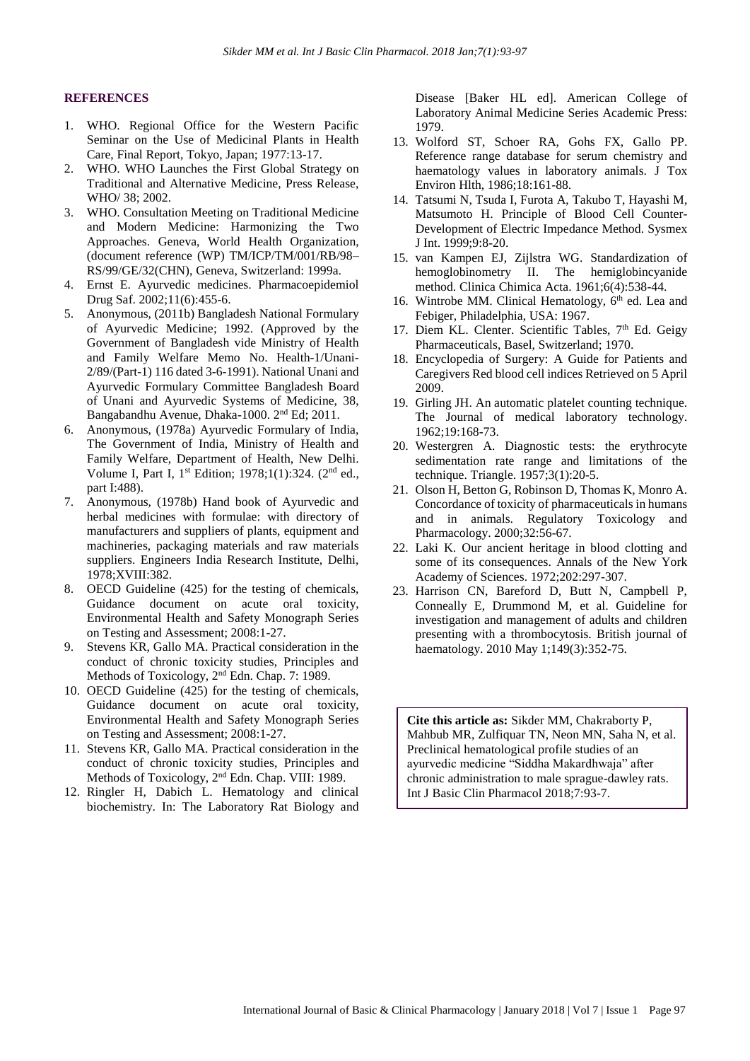## REFERENCES

1. WHO. Regional Office for the Western Pacific Seminar on the Use of Medicinal Plants in Health Care, Final Report, Tokyo, Japan; 1977:13-17.
2. WHO. WHO Launches the First Global Strategy on Traditional and Alternative Medicine, Press Release, WHO/ 38; 2002.
3. WHO. Consultation Meeting on Traditional Medicine and Modern Medicine: Harmonizing the Two Approaches. Geneva, World Health Organization, (document reference (WP) TM/ICP/TM/001/RB/98–RS/99/GE/32(CHN), Geneva, Switzerland: 1999a.
4. Ernst E. Ayurvedic medicines. Pharmacoepidemiol Drug Saf. 2002;11(6):455-6.
5. Anonymous, (2011b) Bangladesh National Formulary of Ayurvedic Medicine; 1992. (Approved by the Government of Bangladesh vide Ministry of Health and Family Welfare Memo No. Health-1/Unani-2/89/(Part-1) 116 dated 3-6-1991). National Unani and Ayurvedic Formulary Committee Bangladesh Board of Unani and Ayurvedic Systems of Medicine, 38, Bangabandhu Avenue, Dhaka-1000. 2nd Ed; 2011.
6. Anonymous, (1978a) Ayurvedic Formulary of India, The Government of India, Ministry of Health and Family Welfare, Department of Health, New Delhi. Volume I, Part I, 1st Edition; 1978;1(1):324. (2nd ed., part I:488).
7. Anonymous, (1978b) Hand book of Ayurvedic and herbal medicines with formulae: with directory of manufacturers and suppliers of plants, equipment and machineries, packaging materials and raw materials suppliers. Engineers India Research Institute, Delhi, 1978;XVIII:382.
8. OECD Guideline (425) for the testing of chemicals, Guidance document on acute oral toxicity, Environmental Health and Safety Monograph Series on Testing and Assessment; 2008:1-27.
9. Stevens KR, Gallo MA. Practical consideration in the conduct of chronic toxicity studies, Principles and Methods of Toxicology, 2nd Edn. Chap. 7: 1989.
10. OECD Guideline (425) for the testing of chemicals, Guidance document on acute oral toxicity, Environmental Health and Safety Monograph Series on Testing and Assessment; 2008:1-27.
11. Stevens KR, Gallo MA. Practical consideration in the conduct of chronic toxicity studies, Principles and Methods of Toxicology, 2nd Edn. Chap. VIII: 1989.
12. Ringler H, Dabich L. Hematology and clinical biochemistry. In: The Laboratory Rat Biology and Disease [Baker HL ed]. American College of Laboratory Animal Medicine Series Academic Press: 1979.
13. Wolford ST, Schoer RA, Gohs FX, Gallo PP. Reference range database for serum chemistry and haematology values in laboratory animals. J Tox Environ Hlth, 1986;18:161-88.
14. Tatsumi N, Tsuda I, Furota A, Takubo T, Hayashi M, Matsumoto H. Principle of Blood Cell Counter-Development of Electric Impedance Method. Sysmex J Int. 1999;9:8-20.
15. van Kampen EJ, Zijlstra WG. Standardization of hemoglobinometry II. The hemiglobincyanide method. Clinica Chimica Acta. 1961;6(4):538-44.
16. Wintrobe MM. Clinical Hematology, 6th ed. Lea and Febiger, Philadelphia, USA: 1967.
17. Diem KL. Clenter. Scientific Tables, 7th Ed. Geigy Pharmaceuticals, Basel, Switzerland; 1970.
18. Encyclopedia of Surgery: A Guide for Patients and Caregivers Red blood cell indices Retrieved on 5 April 2009.
19. Girling JH. An automatic platelet counting technique. The Journal of medical laboratory technology. 1962;19:168-73.
20. Westergren A. Diagnostic tests: the erythrocyte sedimentation rate range and limitations of the technique. Triangle. 1957;3(1):20-5.
21. Olson H, Betton G, Robinson D, Thomas K, Monro A. Concordance of toxicity of pharmaceuticals in humans and in animals. Regulatory Toxicology and Pharmacology. 2000;32:56-67.
22. Laki K. Our ancient heritage in blood clotting and some of its consequences. Annals of the New York Academy of Sciences. 1972;202:297-307.
23. Harrison CN, Bareford D, Butt N, Campbell P, Conneally E, Drummond M, et al. Guideline for investigation and management of adults and children presenting with a thrombocytosis. British journal of haematology. 2010 May 1;149(3):352-75.

**Cite this article as:** Sikder MM, Chakraborty P, Mahbub MR, Zulfiquar TN, Neon MN, Saha N, et al. Preclinical hematological profile studies of an ayurvedic medicine "Siddha Makardhwaja" after chronic administration to male sprague-dawley rats. Int J Basic Clin Pharmacol 2018;7:93-7.